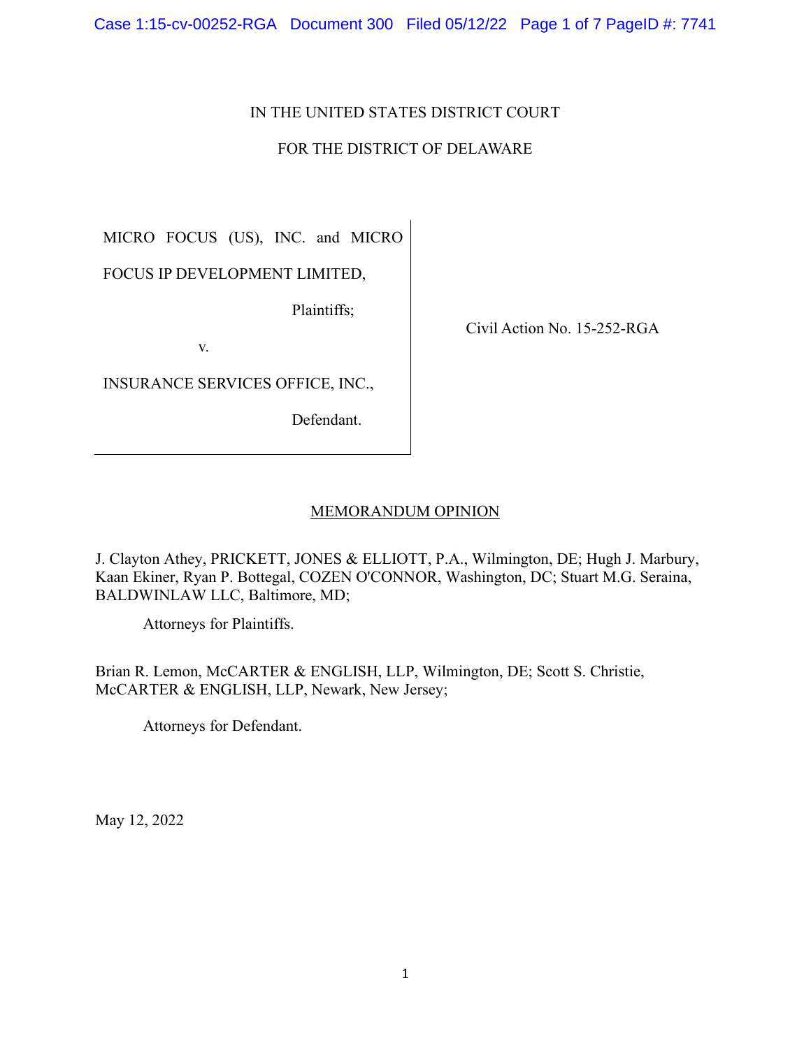IN THE UNITED STATES DISTRICT COURT

FOR THE DISTRICT OF DELAWARE

| | |
|---|---|
| MICRO FOCUS (US), INC. and MICRO FOCUS IP DEVELOPMENT LIMITED,<br><br>Plaintiffs;<br><br>v.<br><br>INSURANCE SERVICES OFFICE, INC.,<br><br>Defendant. | Civil Action No. 15-252-RGA |

## MEMORANDUM OPINION

J. Clayton Athey, PRICKETT, JONES & ELLIOTT, P.A., Wilmington, DE; Hugh J. Marbury, Kaan Ekiner, Ryan P. Bottegal, COZEN O'CONNOR, Washington, DC; Stuart M.G. Seraina, BALDWINLAW LLC, Baltimore, MD;

Attorneys for Plaintiffs.

Brian R. Lemon, McCARTER & ENGLISH, LLP, Wilmington, DE; Scott S. Christie, McCARTER & ENGLISH, LLP, Newark, New Jersey;

Attorneys for Defendant.

May 12, 2022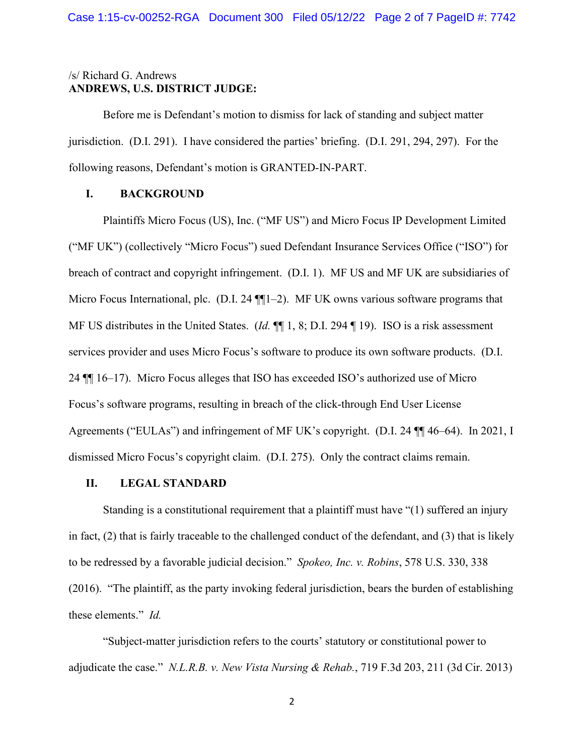/s/ Richard G. Andrews
**ANDREWS, U.S. DISTRICT JUDGE:**

Before me is Defendant's motion to dismiss for lack of standing and subject matter jurisdiction. (D.I. 291). I have considered the parties' briefing. (D.I. 291, 294, 297). For the following reasons, Defendant's motion is GRANTED-IN-PART.

## I. BACKGROUND

Plaintiffs Micro Focus (US), Inc. ("MF US") and Micro Focus IP Development Limited ("MF UK") (collectively "Micro Focus") sued Defendant Insurance Services Office ("ISO") for breach of contract and copyright infringement. (D.I. 1). MF US and MF UK are subsidiaries of Micro Focus International, plc. (D.I. 24 ¶¶1–2). MF UK owns various software programs that MF US distributes in the United States. (*Id.* ¶¶ 1, 8; D.I. 294 ¶ 19). ISO is a risk assessment services provider and uses Micro Focus's software to produce its own software products. (D.I. 24 ¶¶ 16–17). Micro Focus alleges that ISO has exceeded ISO's authorized use of Micro Focus's software programs, resulting in breach of the click-through End User License Agreements ("EULAs") and infringement of MF UK's copyright. (D.I. 24 ¶¶ 46–64). In 2021, I dismissed Micro Focus's copyright claim. (D.I. 275). Only the contract claims remain.

## II. LEGAL STANDARD

Standing is a constitutional requirement that a plaintiff must have "(1) suffered an injury in fact, (2) that is fairly traceable to the challenged conduct of the defendant, and (3) that is likely to be redressed by a favorable judicial decision." *Spokeo, Inc. v. Robins*, 578 U.S. 330, 338 (2016). "The plaintiff, as the party invoking federal jurisdiction, bears the burden of establishing these elements." *Id.*

"Subject-matter jurisdiction refers to the courts' statutory or constitutional power to adjudicate the case." *N.L.R.B. v. New Vista Nursing & Rehab.*, 719 F.3d 203, 211 (3d Cir. 2013)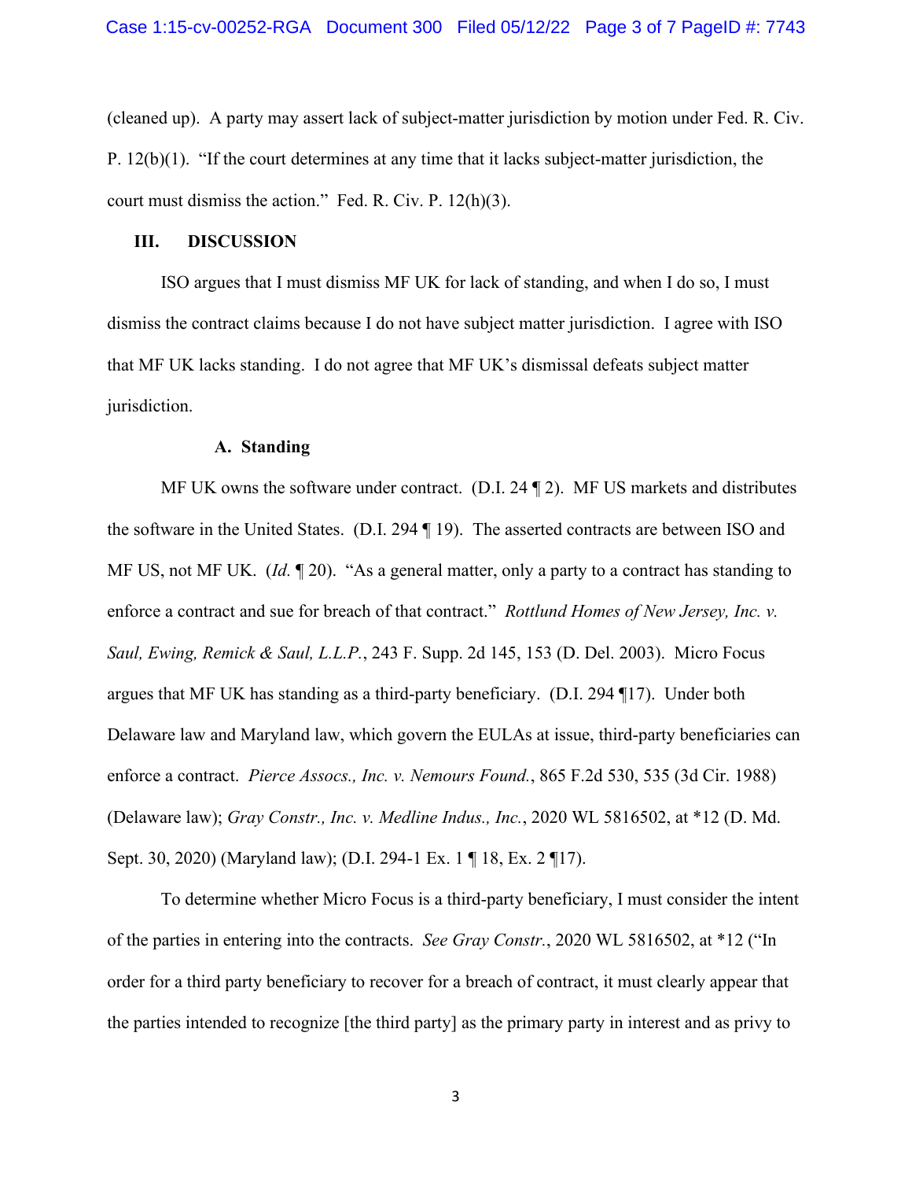(cleaned up). A party may assert lack of subject-matter jurisdiction by motion under Fed. R. Civ. P. 12(b)(1). "If the court determines at any time that it lacks subject-matter jurisdiction, the court must dismiss the action." Fed. R. Civ. P. 12(h)(3).

## III. DISCUSSION

ISO argues that I must dismiss MF UK for lack of standing, and when I do so, I must dismiss the contract claims because I do not have subject matter jurisdiction. I agree with ISO that MF UK lacks standing. I do not agree that MF UK's dismissal defeats subject matter jurisdiction.

### A. Standing

MF UK owns the software under contract. (D.I. 24 ¶ 2). MF US markets and distributes the software in the United States. (D.I. 294 ¶ 19). The asserted contracts are between ISO and MF US, not MF UK. (*Id.* ¶ 20). "As a general matter, only a party to a contract has standing to enforce a contract and sue for breach of that contract." *Rottlund Homes of New Jersey, Inc. v. Saul, Ewing, Remick & Saul, L.L.P.*, 243 F. Supp. 2d 145, 153 (D. Del. 2003). Micro Focus argues that MF UK has standing as a third-party beneficiary. (D.I. 294 ¶17). Under both Delaware law and Maryland law, which govern the EULAs at issue, third-party beneficiaries can enforce a contract. *Pierce Assocs., Inc. v. Nemours Found.*, 865 F.2d 530, 535 (3d Cir. 1988) (Delaware law); *Gray Constr., Inc. v. Medline Indus., Inc.*, 2020 WL 5816502, at *12 (D. Md. Sept. 30, 2020) (Maryland law); (D.I. 294-1 Ex. 1 ¶ 18, Ex. 2 ¶17).

To determine whether Micro Focus is a third-party beneficiary, I must consider the intent of the parties in entering into the contracts. *See Gray Constr.*, 2020 WL 5816502, at *12 ("In order for a third party beneficiary to recover for a breach of contract, it must clearly appear that the parties intended to recognize [the third party] as the primary party in interest and as privy to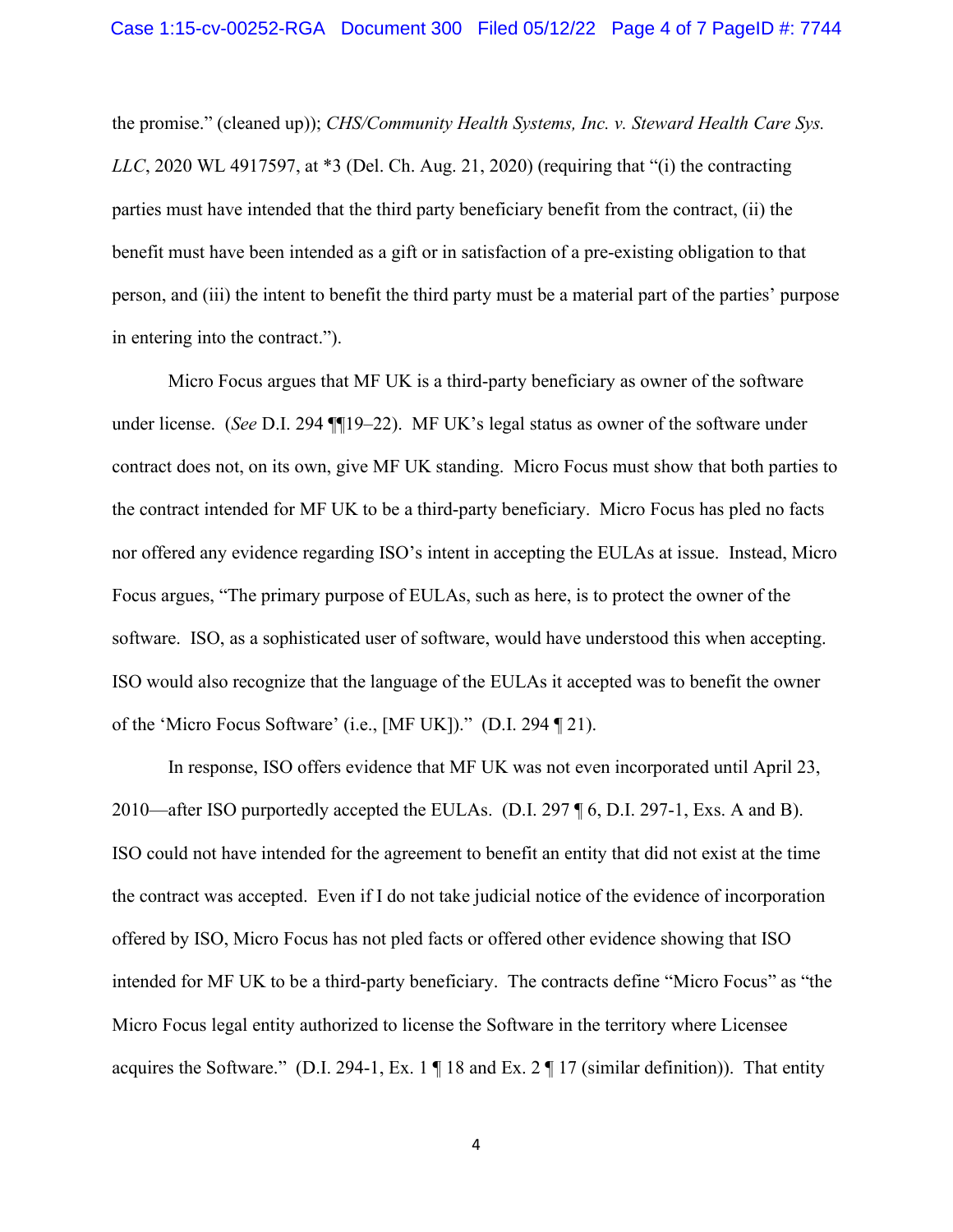the promise." (cleaned up)); *CHS/Community Health Systems, Inc. v. Steward Health Care Sys. LLC*, 2020 WL 4917597, at *3 (Del. Ch. Aug. 21, 2020) (requiring that "(i) the contracting parties must have intended that the third party beneficiary benefit from the contract, (ii) the benefit must have been intended as a gift or in satisfaction of a pre-existing obligation to that person, and (iii) the intent to benefit the third party must be a material part of the parties' purpose in entering into the contract.").

Micro Focus argues that MF UK is a third-party beneficiary as owner of the software under license. (*See* D.I. 294 ¶¶19–22). MF UK's legal status as owner of the software under contract does not, on its own, give MF UK standing. Micro Focus must show that both parties to the contract intended for MF UK to be a third-party beneficiary. Micro Focus has pled no facts nor offered any evidence regarding ISO's intent in accepting the EULAs at issue. Instead, Micro Focus argues, "The primary purpose of EULAs, such as here, is to protect the owner of the software. ISO, as a sophisticated user of software, would have understood this when accepting. ISO would also recognize that the language of the EULAs it accepted was to benefit the owner of the 'Micro Focus Software' (i.e., [MF UK])." (D.I. 294 ¶ 21).

In response, ISO offers evidence that MF UK was not even incorporated until April 23, 2010—after ISO purportedly accepted the EULAs. (D.I. 297 ¶ 6, D.I. 297-1, Exs. A and B). ISO could not have intended for the agreement to benefit an entity that did not exist at the time the contract was accepted. Even if I do not take judicial notice of the evidence of incorporation offered by ISO, Micro Focus has not pled facts or offered other evidence showing that ISO intended for MF UK to be a third-party beneficiary. The contracts define "Micro Focus" as "the Micro Focus legal entity authorized to license the Software in the territory where Licensee acquires the Software." (D.I. 294-1, Ex. 1 ¶ 18 and Ex. 2 ¶ 17 (similar definition)). That entity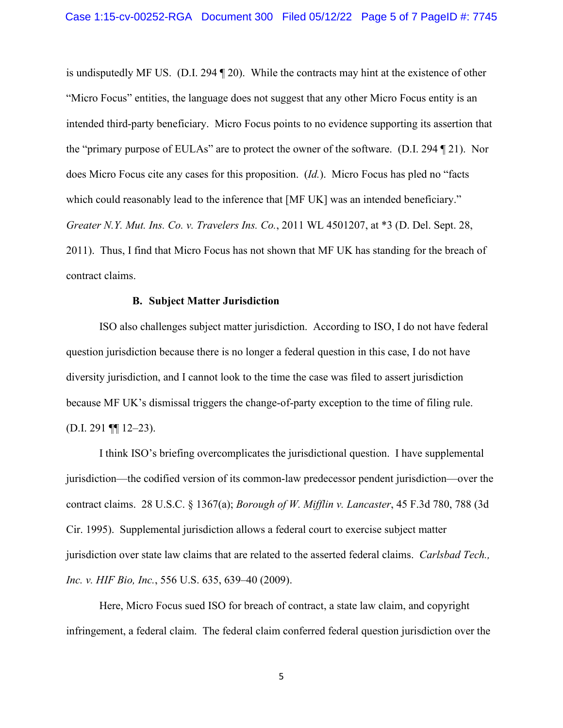is undisputedly MF US. (D.I. 294 ¶ 20). While the contracts may hint at the existence of other "Micro Focus" entities, the language does not suggest that any other Micro Focus entity is an intended third-party beneficiary. Micro Focus points to no evidence supporting its assertion that the "primary purpose of EULAs" are to protect the owner of the software. (D.I. 294 ¶ 21). Nor does Micro Focus cite any cases for this proposition. (*Id.*). Micro Focus has pled no "facts which could reasonably lead to the inference that [MF UK] was an intended beneficiary." *Greater N.Y. Mut. Ins. Co. v. Travelers Ins. Co.*, 2011 WL 4501207, at *3 (D. Del. Sept. 28, 2011). Thus, I find that Micro Focus has not shown that MF UK has standing for the breach of contract claims.

### B. Subject Matter Jurisdiction

ISO also challenges subject matter jurisdiction. According to ISO, I do not have federal question jurisdiction because there is no longer a federal question in this case, I do not have diversity jurisdiction, and I cannot look to the time the case was filed to assert jurisdiction because MF UK's dismissal triggers the change-of-party exception to the time of filing rule. (D.I. 291 ¶¶ 12–23).

I think ISO's briefing overcomplicates the jurisdictional question. I have supplemental jurisdiction—the codified version of its common-law predecessor pendent jurisdiction—over the contract claims. 28 U.S.C. § 1367(a); *Borough of W. Mifflin v. Lancaster*, 45 F.3d 780, 788 (3d Cir. 1995). Supplemental jurisdiction allows a federal court to exercise subject matter jurisdiction over state law claims that are related to the asserted federal claims. *Carlsbad Tech., Inc. v. HIF Bio, Inc.*, 556 U.S. 635, 639–40 (2009).

Here, Micro Focus sued ISO for breach of contract, a state law claim, and copyright infringement, a federal claim. The federal claim conferred federal question jurisdiction over the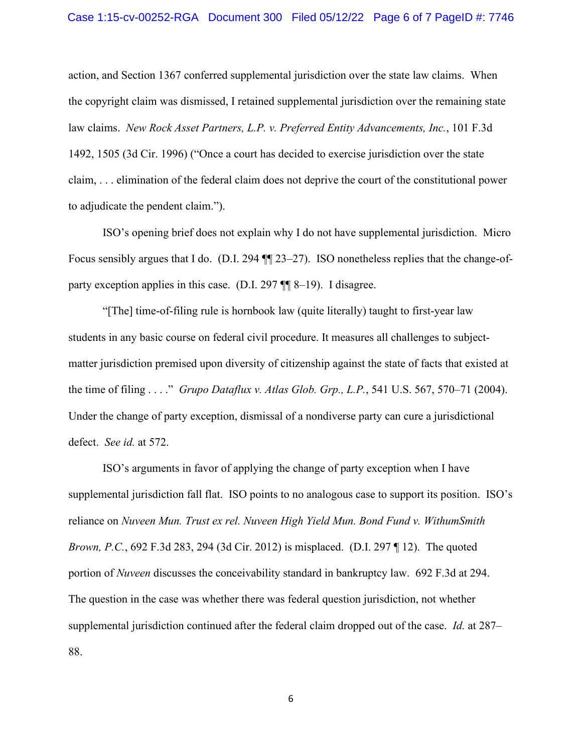action, and Section 1367 conferred supplemental jurisdiction over the state law claims. When the copyright claim was dismissed, I retained supplemental jurisdiction over the remaining state law claims. *New Rock Asset Partners, L.P. v. Preferred Entity Advancements, Inc.*, 101 F.3d 1492, 1505 (3d Cir. 1996) ("Once a court has decided to exercise jurisdiction over the state claim, . . . elimination of the federal claim does not deprive the court of the constitutional power to adjudicate the pendent claim.").

ISO's opening brief does not explain why I do not have supplemental jurisdiction. Micro Focus sensibly argues that I do. (D.I. 294 ¶¶ 23–27). ISO nonetheless replies that the change-of-party exception applies in this case. (D.I. 297 ¶¶ 8–19). I disagree.

"[The] time-of-filing rule is hornbook law (quite literally) taught to first-year law students in any basic course on federal civil procedure. It measures all challenges to subject-matter jurisdiction premised upon diversity of citizenship against the state of facts that existed at the time of filing . . . ." *Grupo Dataflux v. Atlas Glob. Grp., L.P.*, 541 U.S. 567, 570–71 (2004). Under the change of party exception, dismissal of a nondiverse party can cure a jurisdictional defect. *See id.* at 572.

ISO's arguments in favor of applying the change of party exception when I have supplemental jurisdiction fall flat. ISO points to no analogous case to support its position. ISO's reliance on *Nuveen Mun. Trust ex rel. Nuveen High Yield Mun. Bond Fund v. WithumSmith Brown, P.C.*, 692 F.3d 283, 294 (3d Cir. 2012) is misplaced. (D.I. 297 ¶ 12). The quoted portion of *Nuveen* discusses the conceivability standard in bankruptcy law. 692 F.3d at 294. The question in the case was whether there was federal question jurisdiction, not whether supplemental jurisdiction continued after the federal claim dropped out of the case. *Id.* at 287–88.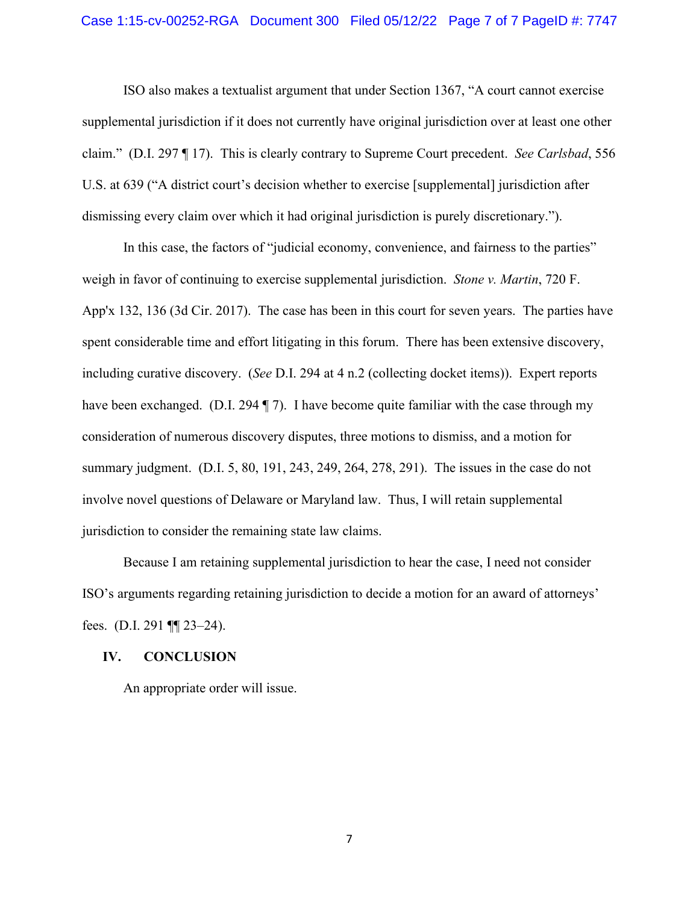ISO also makes a textualist argument that under Section 1367, "A court cannot exercise supplemental jurisdiction if it does not currently have original jurisdiction over at least one other claim." (D.I. 297 ¶ 17). This is clearly contrary to Supreme Court precedent. *See Carlsbad*, 556 U.S. at 639 ("A district court's decision whether to exercise [supplemental] jurisdiction after dismissing every claim over which it had original jurisdiction is purely discretionary.").

In this case, the factors of "judicial economy, convenience, and fairness to the parties" weigh in favor of continuing to exercise supplemental jurisdiction. *Stone v. Martin*, 720 F. App'x 132, 136 (3d Cir. 2017). The case has been in this court for seven years. The parties have spent considerable time and effort litigating in this forum. There has been extensive discovery, including curative discovery. (*See* D.I. 294 at 4 n.2 (collecting docket items)). Expert reports have been exchanged. (D.I. 294 ¶ 7). I have become quite familiar with the case through my consideration of numerous discovery disputes, three motions to dismiss, and a motion for summary judgment. (D.I. 5, 80, 191, 243, 249, 264, 278, 291). The issues in the case do not involve novel questions of Delaware or Maryland law. Thus, I will retain supplemental jurisdiction to consider the remaining state law claims.

Because I am retaining supplemental jurisdiction to hear the case, I need not consider ISO's arguments regarding retaining jurisdiction to decide a motion for an award of attorneys' fees. (D.I. 291 ¶¶ 23–24).

## IV. CONCLUSION

An appropriate order will issue.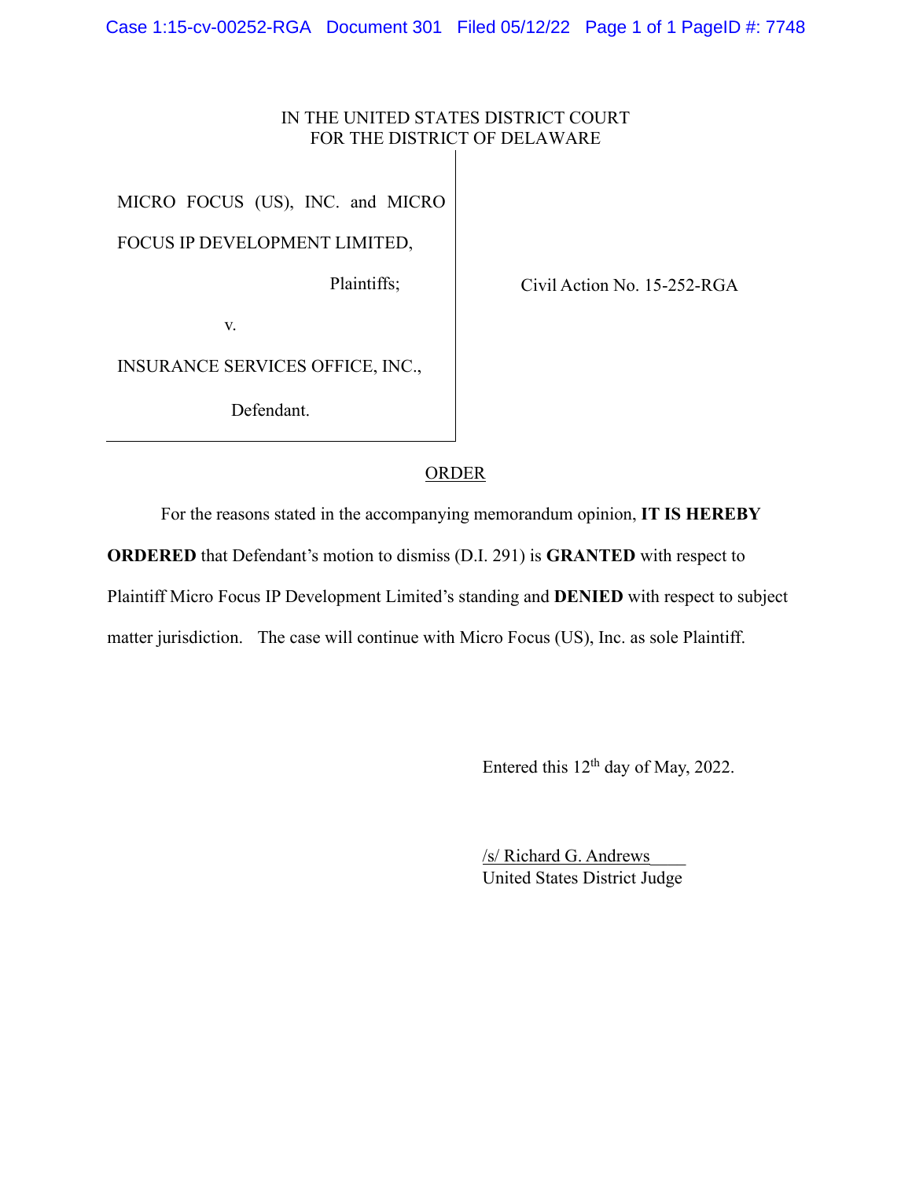IN THE UNITED STATES DISTRICT COURT
FOR THE DISTRICT OF DELAWARE

MICRO FOCUS (US), INC. and MICRO FOCUS IP DEVELOPMENT LIMITED,

Plaintiffs;

v.

INSURANCE SERVICES OFFICE, INC.,

Defendant.

Civil Action No. 15-252-RGA

ORDER

For the reasons stated in the accompanying memorandum opinion, **IT IS HEREBY ORDERED** that Defendant's motion to dismiss (D.I. 291) is **GRANTED** with respect to Plaintiff Micro Focus IP Development Limited's standing and **DENIED** with respect to subject matter jurisdiction. The case will continue with Micro Focus (US), Inc. as sole Plaintiff.

Entered this 12th day of May, 2022.

/s/ Richard G. Andrews
United States District Judge